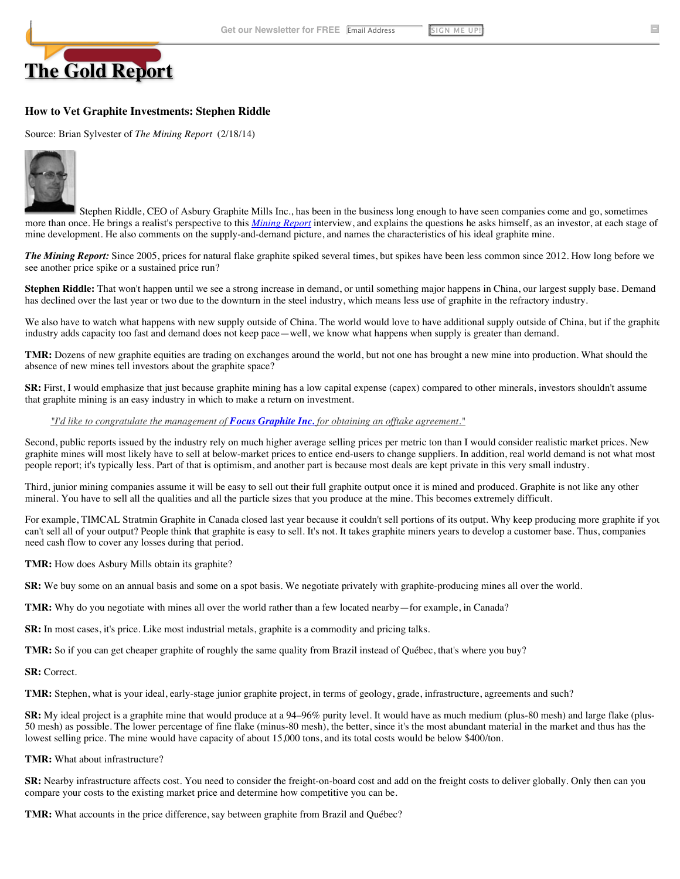# The Gold Report

## How to Vet Graphite Investments: Stephen Riddle

Source: Brian Sylvester of *The Mining Report* (2/18/14)

Stephen Riddle, CEO of Asbury Graphite Mills Inc., has been in the business long enough to have seen companies come and go, sometimes more than once. He brings a realist's perspective to this *Mining Report* interview, and explains the questions he asks himself, as an investor, at each stage of mine development. He also comments on the supply-and-demand picture, and names the characteristics of his ideal graphite mine.

***The Mining Report:*** Since 2005, prices for natural flake graphite spiked several times, but spikes have been less common since 2012. How long before we see another price spike or a sustained price run?

**Stephen Riddle:** That won't happen until we see a strong increase in demand, or until something major happens in China, our largest supply base. Demand has declined over the last year or two due to the downturn in the steel industry, which means less use of graphite in the refractory industry.

We also have to watch what happens with new supply outside of China. The world would love to have additional supply outside of China, but if the graphite industry adds capacity too fast and demand does not keep pace—well, we know what happens when supply is greater than demand.

**TMR:** Dozens of new graphite equities are trading on exchanges around the world, but not one has brought a new mine into production. What should the absence of new mines tell investors about the graphite space?

**SR:** First, I would emphasize that just because graphite mining has a low capital expense (capex) compared to other minerals, investors shouldn't assume that graphite mining is an easy industry in which to make a return on investment.

> *"I'd like to congratulate the management of* ***Focus Graphite Inc.*** *for obtaining an offtake agreement."*

Second, public reports issued by the industry rely on much higher average selling prices per metric ton than I would consider realistic market prices. New graphite mines will most likely have to sell at below-market prices to entice end-users to change suppliers. In addition, real world demand is not what most people report; it's typically less. Part of that is optimism, and another part is because most deals are kept private in this very small industry.

Third, junior mining companies assume it will be easy to sell out their full graphite output once it is mined and produced. Graphite is not like any other mineral. You have to sell all the qualities and all the particle sizes that you produce at the mine. This becomes extremely difficult.

For example, TIMCAL Stratmin Graphite in Canada closed last year because it couldn't sell portions of its output. Why keep producing more graphite if you can't sell all of your output? People think that graphite is easy to sell. It's not. It takes graphite miners years to develop a customer base. Thus, companies need cash flow to cover any losses during that period.

**TMR:** How does Asbury Mills obtain its graphite?

**SR:** We buy some on an annual basis and some on a spot basis. We negotiate privately with graphite-producing mines all over the world.

**TMR:** Why do you negotiate with mines all over the world rather than a few located nearby—for example, in Canada?

**SR:** In most cases, it's price. Like most industrial metals, graphite is a commodity and pricing talks.

**TMR:** So if you can get cheaper graphite of roughly the same quality from Brazil instead of Québec, that's where you buy?

**SR:** Correct.

**TMR:** Stephen, what is your ideal, early-stage junior graphite project, in terms of geology, grade, infrastructure, agreements and such?

**SR:** My ideal project is a graphite mine that would produce at a 94–96% purity level. It would have as much medium (plus-80 mesh) and large flake (plus-50 mesh) as possible. The lower percentage of fine flake (minus-80 mesh), the better, since it's the most abundant material in the market and thus has the lowest selling price. The mine would have capacity of about 15,000 tons, and its total costs would be below $400/ton.

**TMR:** What about infrastructure?

**SR:** Nearby infrastructure affects cost. You need to consider the freight-on-board cost and add on the freight costs to deliver globally. Only then can you compare your costs to the existing market price and determine how competitive you can be.

**TMR:** What accounts in the price difference, say between graphite from Brazil and Québec?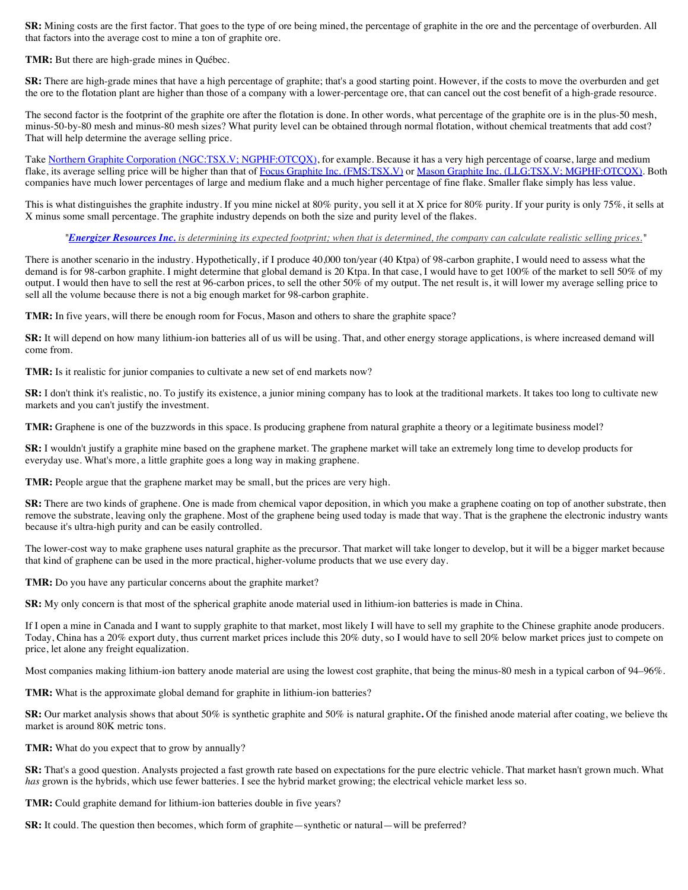**SR:** Mining costs are the first factor. That goes to the type of ore being mined, the percentage of graphite in the ore and the percentage of overburden. All that factors into the average cost to mine a ton of graphite ore.

**TMR:** But there are high-grade mines in Québec.

**SR:** There are high-grade mines that have a high percentage of graphite; that's a good starting point. However, if the costs to move the overburden and get the ore to the flotation plant are higher than those of a company with a lower-percentage ore, that can cancel out the cost benefit of a high-grade resource.

The second factor is the footprint of the graphite ore after the flotation is done. In other words, what percentage of the graphite ore is in the plus-50 mesh, minus-50-by-80 mesh and minus-80 mesh sizes? What purity level can be obtained through normal flotation, without chemical treatments that add cost? That will help determine the average selling price.

Take Northern Graphite Corporation (NGC:TSX.V; NGPHF:OTCQX), for example. Because it has a very high percentage of coarse, large and medium flake, its average selling price will be higher than that of Focus Graphite Inc. (FMS:TSX.V) or Mason Graphite Inc. (LLG:TSX.V; MGPHF:OTCQX). Both companies have much lower percentages of large and medium flake and a much higher percentage of fine flake. Smaller flake simply has less value.

This is what distinguishes the graphite industry. If you mine nickel at 80% purity, you sell it at X price for 80% purity. If your purity is only 75%, it sells at X minus some small percentage. The graphite industry depends on both the size and purity level of the flakes.

> "***Energizer Resources Inc.*** *is determining its expected footprint; when that is determined, the company can calculate realistic selling prices.*"

There is another scenario in the industry. Hypothetically, if I produce 40,000 ton/year (40 Ktpa) of 98-carbon graphite, I would need to assess what the demand is for 98-carbon graphite. I might determine that global demand is 20 Ktpa. In that case, I would have to get 100% of the market to sell 50% of my output. I would then have to sell the rest at 96-carbon prices, to sell the other 50% of my output. The net result is, it will lower my average selling price to sell all the volume because there is not a big enough market for 98-carbon graphite.

**TMR:** In five years, will there be enough room for Focus, Mason and others to share the graphite space?

**SR:** It will depend on how many lithium-ion batteries all of us will be using. That, and other energy storage applications, is where increased demand will come from.

**TMR:** Is it realistic for junior companies to cultivate a new set of end markets now?

**SR:** I don't think it's realistic, no. To justify its existence, a junior mining company has to look at the traditional markets. It takes too long to cultivate new markets and you can't justify the investment.

**TMR:** Graphene is one of the buzzwords in this space. Is producing graphene from natural graphite a theory or a legitimate business model?

**SR:** I wouldn't justify a graphite mine based on the graphene market. The graphene market will take an extremely long time to develop products for everyday use. What's more, a little graphite goes a long way in making graphene.

**TMR:** People argue that the graphene market may be small, but the prices are very high.

**SR:** There are two kinds of graphene. One is made from chemical vapor deposition, in which you make a graphene coating on top of another substrate, then remove the substrate, leaving only the graphene. Most of the graphene being used today is made that way. That is the graphene the electronic industry wants because it's ultra-high purity and can be easily controlled.

The lower-cost way to make graphene uses natural graphite as the precursor. That market will take longer to develop, but it will be a bigger market because that kind of graphene can be used in the more practical, higher-volume products that we use every day.

**TMR:** Do you have any particular concerns about the graphite market?

**SR:** My only concern is that most of the spherical graphite anode material used in lithium-ion batteries is made in China.

If I open a mine in Canada and I want to supply graphite to that market, most likely I will have to sell my graphite to the Chinese graphite anode producers. Today, China has a 20% export duty, thus current market prices include this 20% duty, so I would have to sell 20% below market prices just to compete on price, let alone any freight equalization.

Most companies making lithium-ion battery anode material are using the lowest cost graphite, that being the minus-80 mesh in a typical carbon of 94–96%.

**TMR:** What is the approximate global demand for graphite in lithium-ion batteries?

**SR:** Our market analysis shows that about 50% is synthetic graphite and 50% is natural graphite**.** Of the finished anode material after coating, we believe the market is around 80K metric tons.

**TMR:** What do you expect that to grow by annually?

**SR:** That's a good question. Analysts projected a fast growth rate based on expectations for the pure electric vehicle. That market hasn't grown much. What *has* grown is the hybrids, which use fewer batteries. I see the hybrid market growing; the electrical vehicle market less so.

**TMR:** Could graphite demand for lithium-ion batteries double in five years?

**SR:** It could. The question then becomes, which form of graphite—synthetic or natural—will be preferred?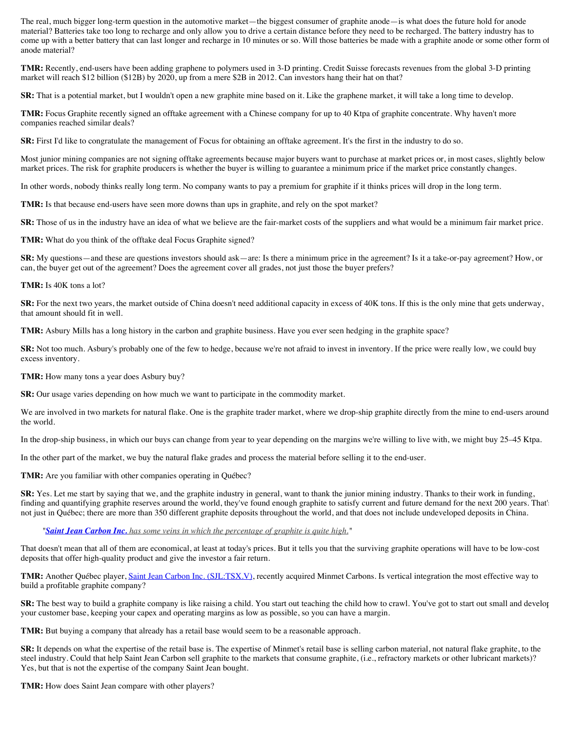The real, much bigger long-term question in the automotive market—the biggest consumer of graphite anode—is what does the future hold for anode material? Batteries take too long to recharge and only allow you to drive a certain distance before they need to be recharged. The battery industry has to come up with a better battery that can last longer and recharge in 10 minutes or so. Will those batteries be made with a graphite anode or some other form of anode material?

**TMR:** Recently, end-users have been adding graphene to polymers used in 3-D printing. Credit Suisse forecasts revenues from the global 3-D printing market will reach $12 billion ($12B) by 2020, up from a mere $2B in 2012. Can investors hang their hat on that?

**SR:** That is a potential market, but I wouldn't open a new graphite mine based on it. Like the graphene market, it will take a long time to develop.

**TMR:** Focus Graphite recently signed an offtake agreement with a Chinese company for up to 40 Ktpa of graphite concentrate. Why haven't more companies reached similar deals?

**SR:** First I'd like to congratulate the management of Focus for obtaining an offtake agreement. It's the first in the industry to do so.

Most junior mining companies are not signing offtake agreements because major buyers want to purchase at market prices or, in most cases, slightly below market prices. The risk for graphite producers is whether the buyer is willing to guarantee a minimum price if the market price constantly changes.

In other words, nobody thinks really long term. No company wants to pay a premium for graphite if it thinks prices will drop in the long term.

**TMR:** Is that because end-users have seen more downs than ups in graphite, and rely on the spot market?

**SR:** Those of us in the industry have an idea of what we believe are the fair-market costs of the suppliers and what would be a minimum fair market price.

**TMR:** What do you think of the offtake deal Focus Graphite signed?

**SR:** My questions—and these are questions investors should ask—are: Is there a minimum price in the agreement? Is it a take-or-pay agreement? How, or can, the buyer get out of the agreement? Does the agreement cover all grades, not just those the buyer prefers?

**TMR:** Is 40K tons a lot?

**SR:** For the next two years, the market outside of China doesn't need additional capacity in excess of 40K tons. If this is the only mine that gets underway, that amount should fit in well.

**TMR:** Asbury Mills has a long history in the carbon and graphite business. Have you ever seen hedging in the graphite space?

**SR:** Not too much. Asbury's probably one of the few to hedge, because we're not afraid to invest in inventory. If the price were really low, we could buy excess inventory.

**TMR:** How many tons a year does Asbury buy?

**SR:** Our usage varies depending on how much we want to participate in the commodity market.

We are involved in two markets for natural flake. One is the graphite trader market, where we drop-ship graphite directly from the mine to end-users around the world.

In the drop-ship business, in which our buys can change from year to year depending on the margins we're willing to live with, we might buy 25–45 Ktpa.

In the other part of the market, we buy the natural flake grades and process the material before selling it to the end-user.

**TMR:** Are you familiar with other companies operating in Québec?

**SR:** Yes. Let me start by saying that we, and the graphite industry in general, want to thank the junior mining industry. Thanks to their work in funding, finding and quantifying graphite reserves around the world, they've found enough graphite to satisfy current and future demand for the next 200 years. That's not just in Québec; there are more than 350 different graphite deposits throughout the world, and that does not include undeveloped deposits in China.

> "***Saint Jean Carbon Inc.*** *has some veins in which the percentage of graphite is quite high.*"

That doesn't mean that all of them are economical, at least at today's prices. But it tells you that the surviving graphite operations will have to be low-cost deposits that offer high-quality product and give the investor a fair return.

**TMR:** Another Québec player, Saint Jean Carbon Inc. (SJL:TSX.V), recently acquired Minmet Carbons. Is vertical integration the most effective way to build a profitable graphite company?

**SR:** The best way to build a graphite company is like raising a child. You start out teaching the child how to crawl. You've got to start out small and develop your customer base, keeping your capex and operating margins as low as possible, so you can have a margin.

**TMR:** But buying a company that already has a retail base would seem to be a reasonable approach.

**SR:** It depends on what the expertise of the retail base is. The expertise of Minmet's retail base is selling carbon material, not natural flake graphite, to the steel industry. Could that help Saint Jean Carbon sell graphite to the markets that consume graphite, (i.e., refractory markets or other lubricant markets)? Yes, but that is not the expertise of the company Saint Jean bought.

**TMR:** How does Saint Jean compare with other players?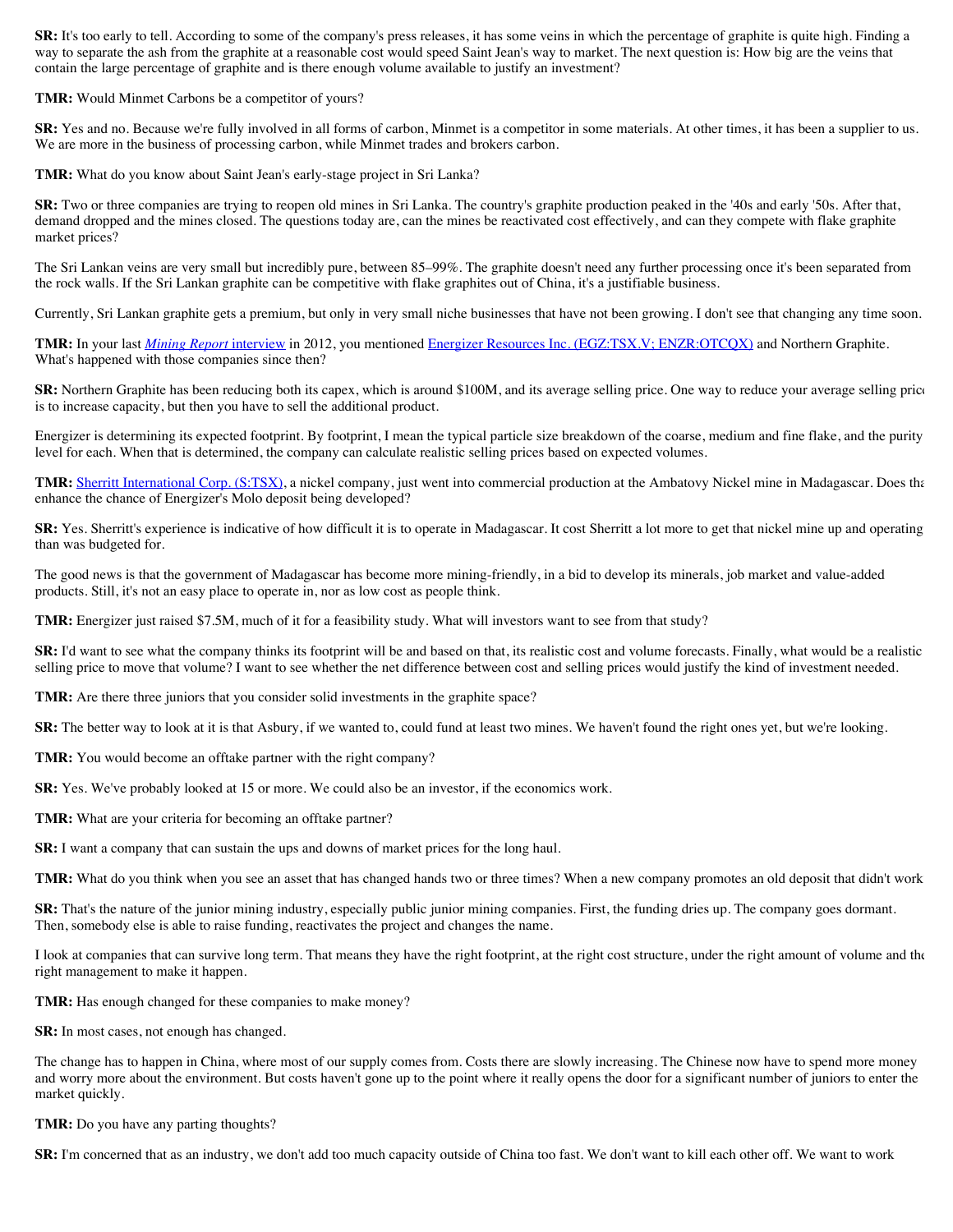**SR:** It's too early to tell. According to some of the company's press releases, it has some veins in which the percentage of graphite is quite high. Finding a way to separate the ash from the graphite at a reasonable cost would speed Saint Jean's way to market. The next question is: How big are the veins that contain the large percentage of graphite and is there enough volume available to justify an investment?

**TMR:** Would Minmet Carbons be a competitor of yours?

**SR:** Yes and no. Because we're fully involved in all forms of carbon, Minmet is a competitor in some materials. At other times, it has been a supplier to us. We are more in the business of processing carbon, while Minmet trades and brokers carbon.

**TMR:** What do you know about Saint Jean's early-stage project in Sri Lanka?

**SR:** Two or three companies are trying to reopen old mines in Sri Lanka. The country's graphite production peaked in the '40s and early '50s. After that, demand dropped and the mines closed. The questions today are, can the mines be reactivated cost effectively, and can they compete with flake graphite market prices?

The Sri Lankan veins are very small but incredibly pure, between 85–99%. The graphite doesn't need any further processing once it's been separated from the rock walls. If the Sri Lankan graphite can be competitive with flake graphites out of China, it's a justifiable business.

Currently, Sri Lankan graphite gets a premium, but only in very small niche businesses that have not been growing. I don't see that changing any time soon.

**TMR:** In your last *Mining Report* interview in 2012, you mentioned Energizer Resources Inc. (EGZ:TSX.V; ENZR:OTCQX) and Northern Graphite. What's happened with those companies since then?

**SR:** Northern Graphite has been reducing both its capex, which is around $100M, and its average selling price. One way to reduce your average selling price is to increase capacity, but then you have to sell the additional product.

Energizer is determining its expected footprint. By footprint, I mean the typical particle size breakdown of the coarse, medium and fine flake, and the purity level for each. When that is determined, the company can calculate realistic selling prices based on expected volumes.

**TMR:** Sherritt International Corp. (S:TSX), a nickel company, just went into commercial production at the Ambatovy Nickel mine in Madagascar. Does that enhance the chance of Energizer's Molo deposit being developed?

**SR:** Yes. Sherritt's experience is indicative of how difficult it is to operate in Madagascar. It cost Sherritt a lot more to get that nickel mine up and operating than was budgeted for.

The good news is that the government of Madagascar has become more mining-friendly, in a bid to develop its minerals, job market and value-added products. Still, it's not an easy place to operate in, nor as low cost as people think.

**TMR:** Energizer just raised $7.5M, much of it for a feasibility study. What will investors want to see from that study?

**SR:** I'd want to see what the company thinks its footprint will be and based on that, its realistic cost and volume forecasts. Finally, what would be a realistic selling price to move that volume? I want to see whether the net difference between cost and selling prices would justify the kind of investment needed.

**TMR:** Are there three juniors that you consider solid investments in the graphite space?

**SR:** The better way to look at it is that Asbury, if we wanted to, could fund at least two mines. We haven't found the right ones yet, but we're looking.

**TMR:** You would become an offtake partner with the right company?

**SR:** Yes. We've probably looked at 15 or more. We could also be an investor, if the economics work.

**TMR:** What are your criteria for becoming an offtake partner?

**SR:** I want a company that can sustain the ups and downs of market prices for the long haul.

**TMR:** What do you think when you see an asset that has changed hands two or three times? When a new company promotes an old deposit that didn't work

**SR:** That's the nature of the junior mining industry, especially public junior mining companies. First, the funding dries up. The company goes dormant. Then, somebody else is able to raise funding, reactivates the project and changes the name.

I look at companies that can survive long term. That means they have the right footprint, at the right cost structure, under the right amount of volume and the right management to make it happen.

**TMR:** Has enough changed for these companies to make money?

**SR:** In most cases, not enough has changed.

The change has to happen in China, where most of our supply comes from. Costs there are slowly increasing. The Chinese now have to spend more money and worry more about the environment. But costs haven't gone up to the point where it really opens the door for a significant number of juniors to enter the market quickly.

**TMR:** Do you have any parting thoughts?

**SR:** I'm concerned that as an industry, we don't add too much capacity outside of China too fast. We don't want to kill each other off. We want to work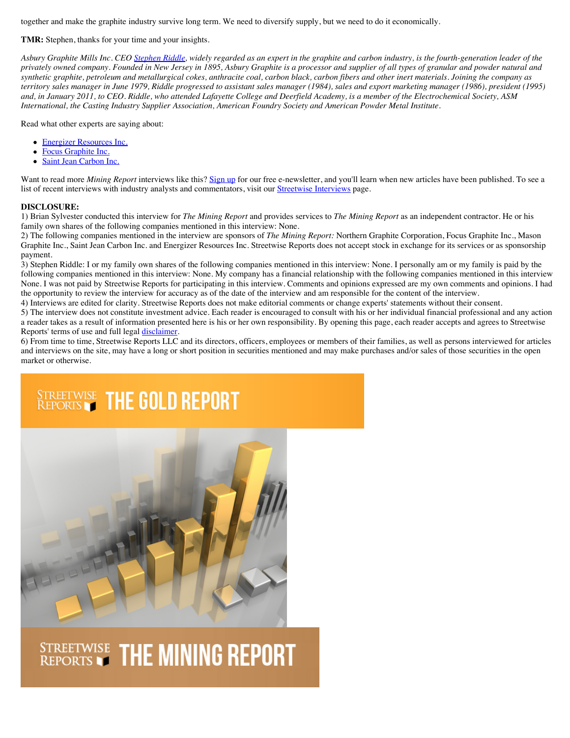together and make the graphite industry survive long term. We need to diversify supply, but we need to do it economically.

**TMR:** Stephen, thanks for your time and your insights.

*Asbury Graphite Mills Inc. CEO [Stephen Riddle](), widely regarded as an expert in the graphite and carbon industry, is the fourth-generation leader of the privately owned company. Founded in New Jersey in 1895, Asbury Graphite is a processor and supplier of all types of granular and powder natural and synthetic graphite, petroleum and metallurgical cokes, anthracite coal, carbon black, carbon fibers and other inert materials. Joining the company as territory sales manager in June 1979, Riddle progressed to assistant sales manager (1984), sales and export marketing manager (1986), president (1995) and, in January 2011, to CEO. Riddle, who attended Lafayette College and Deerfield Academy, is a member of the Electrochemical Society, ASM International, the Casting Industry Supplier Association, American Foundry Society and American Powder Metal Institute.*

Read what other experts are saying about:

- Energizer Resources Inc.
- Focus Graphite Inc.
- Saint Jean Carbon Inc.

Want to read more *Mining Report* interviews like this? Sign up for our free e-newsletter, and you'll learn when new articles have been published. To see a list of recent interviews with industry analysts and commentators, visit our Streetwise Interviews page.

**DISCLOSURE:**
1) Brian Sylvester conducted this interview for *The Mining Report* and provides services to *The Mining Report* as an independent contractor. He or his family own shares of the following companies mentioned in this interview: None.
2) The following companies mentioned in the interview are sponsors of *The Mining Report:* Northern Graphite Corporation, Focus Graphite Inc., Mason Graphite Inc., Saint Jean Carbon Inc. and Energizer Resources Inc. Streetwise Reports does not accept stock in exchange for its services or as sponsorship payment.
3) Stephen Riddle: I or my family own shares of the following companies mentioned in this interview: None. I personally am or my family is paid by the following companies mentioned in this interview: None. My company has a financial relationship with the following companies mentioned in this interview None. I was not paid by Streetwise Reports for participating in this interview. Comments and opinions expressed are my own comments and opinions. I had the opportunity to review the interview for accuracy as of the date of the interview and am responsible for the content of the interview.
4) Interviews are edited for clarity. Streetwise Reports does not make editorial comments or change experts' statements without their consent.
5) The interview does not constitute investment advice. Each reader is encouraged to consult with his or her individual financial professional and any action a reader takes as a result of information presented here is his or her own responsibility. By opening this page, each reader accepts and agrees to Streetwise Reports' terms of use and full legal disclaimer.
6) From time to time, Streetwise Reports LLC and its directors, officers, employees or members of their families, as well as persons interviewed for articles and interviews on the site, may have a long or short position in securities mentioned and may make purchases and/or sales of those securities in the open market or otherwise.

STREETWISE REPORTS THE GOLD REPORT

STREETWISE REPORTS THE MINING REPORT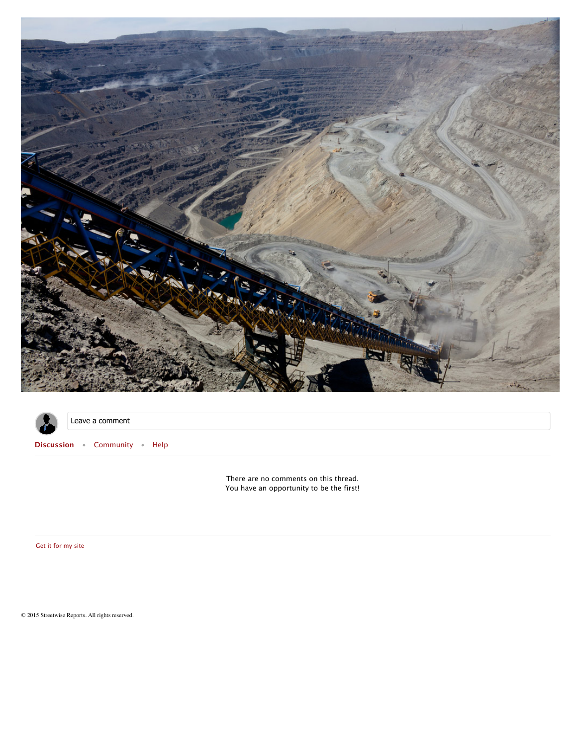Leave a comment

Discussion • Community • Help

There are no comments on this thread.
You have an opportunity to be the first!

Get it for my site

© 2015 Streetwise Reports. All rights reserved.